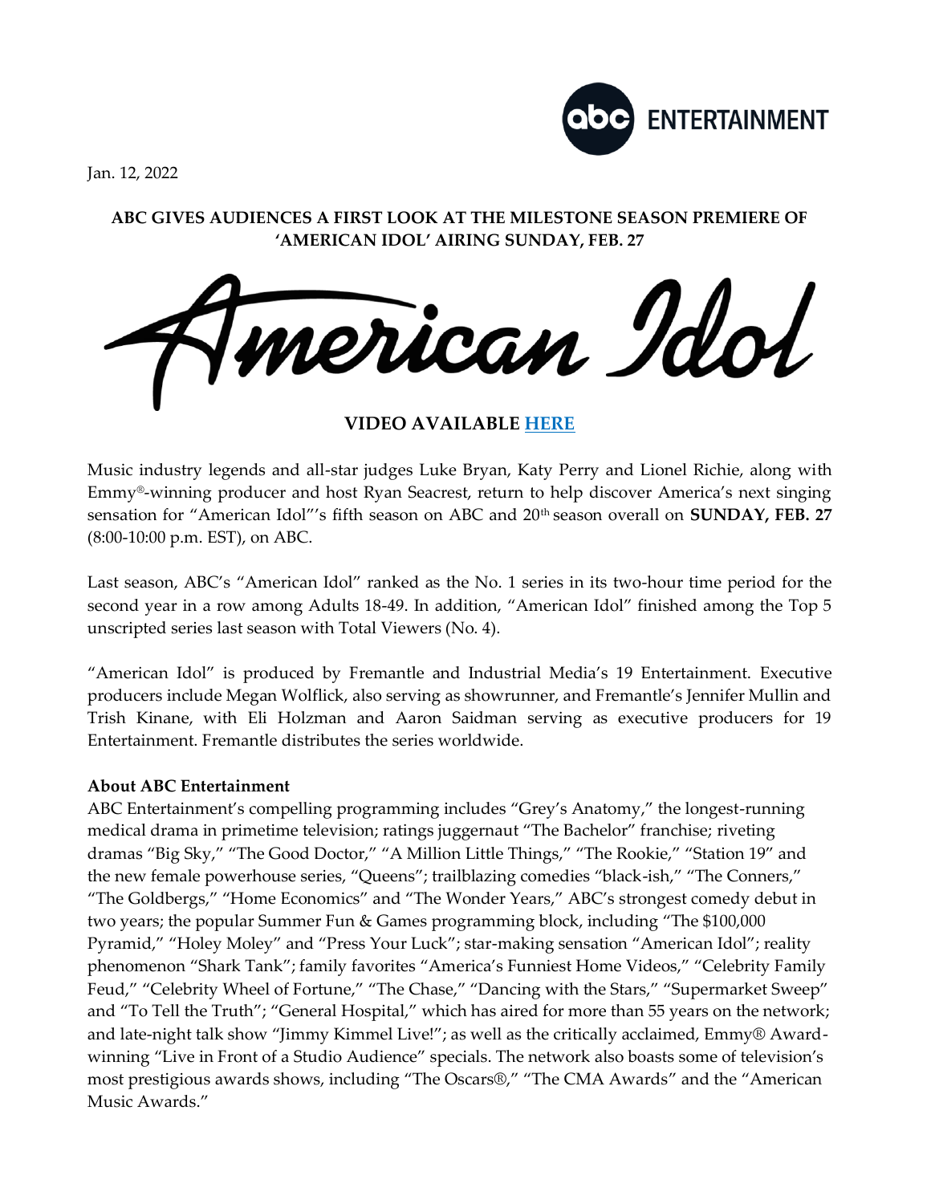Jan. 12, 2022

**ABC GIVES AUDIENCES A FIRST LOOK AT THE MILESTONE SEASON PREMIERE OF 'AMERICAN IDOL' AIRING SUNDAY, FEB. 27**

American Idol

**VIDEO AVAILABLE HERE**

Music industry legends and all-star judges Luke Bryan, Katy Perry and Lionel Richie, along with Emmy®-winning producer and host Ryan Seacrest, return to help discover America's next singing sensation for "American Idol"'s fifth season on ABC and 20th season overall on **SUNDAY, FEB. 27** (8:00-10:00 p.m. EST), on ABC.

Last season, ABC's "American Idol" ranked as the No. 1 series in its two-hour time period for the second year in a row among Adults 18-49. In addition, "American Idol" finished among the Top 5 unscripted series last season with Total Viewers (No. 4).

"American Idol" is produced by Fremantle and Industrial Media's 19 Entertainment. Executive producers include Megan Wolflick, also serving as showrunner, and Fremantle's Jennifer Mullin and Trish Kinane, with Eli Holzman and Aaron Saidman serving as executive producers for 19 Entertainment. Fremantle distributes the series worldwide.

**About ABC Entertainment**

ABC Entertainment's compelling programming includes "Grey's Anatomy," the longest-running medical drama in primetime television; ratings juggernaut "The Bachelor" franchise; riveting dramas "Big Sky," "The Good Doctor," "A Million Little Things," "The Rookie," "Station 19" and the new female powerhouse series, "Queens"; trailblazing comedies "black-ish," "The Conners," "The Goldbergs," "Home Economics" and "The Wonder Years," ABC's strongest comedy debut in two years; the popular Summer Fun & Games programming block, including "The $100,000 Pyramid," "Holey Moley" and "Press Your Luck"; star-making sensation "American Idol"; reality phenomenon "Shark Tank"; family favorites "America's Funniest Home Videos," "Celebrity Family Feud," "Celebrity Wheel of Fortune," "The Chase," "Dancing with the Stars," "Supermarket Sweep" and "To Tell the Truth"; "General Hospital," which has aired for more than 55 years on the network; and late-night talk show "Jimmy Kimmel Live!"; as well as the critically acclaimed, Emmy® Award-winning "Live in Front of a Studio Audience" specials. The network also boasts some of television's most prestigious awards shows, including "The Oscars®," "The CMA Awards" and the "American Music Awards."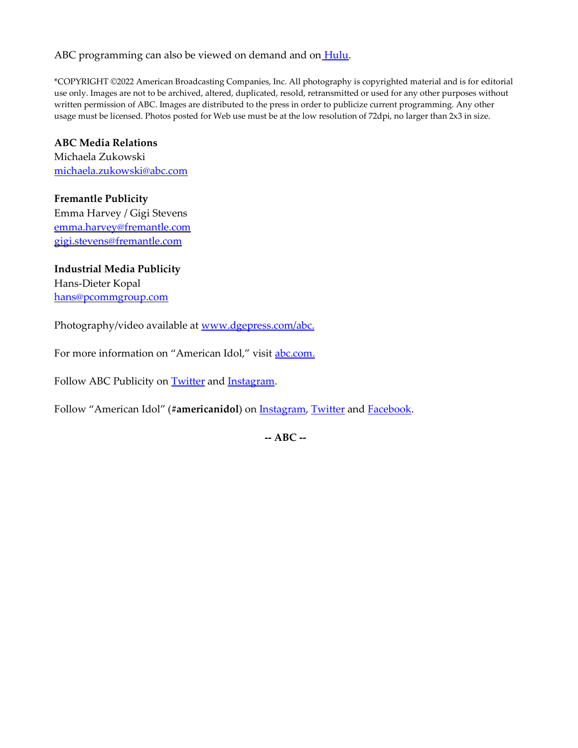ABC programming can also be viewed on demand and on [Hulu](Hulu).

*COPYRIGHT ©2022 American Broadcasting Companies, Inc. All photography is copyrighted material and is for editorial use only. Images are not to be archived, altered, duplicated, resold, retransmitted or used for any other purposes without written permission of ABC. Images are distributed to the press in order to publicize current programming. Any other usage must be licensed. Photos posted for Web use must be at the low resolution of 72dpi, no larger than 2x3 in size.

**ABC Media Relations**
Michaela Zukowski
michaela.zukowski@abc.com

**Fremantle Publicity**
Emma Harvey / Gigi Stevens
emma.harvey@fremantle.com
gigi.stevens@fremantle.com

**Industrial Media Publicity**
Hans-Dieter Kopal
hans@pcommgroup.com

Photography/video available at www.dgepress.com/abc.

For more information on "American Idol," visit abc.com.

Follow ABC Publicity on Twitter and Instagram.

Follow "American Idol" (#**americanidol**) on Instagram, Twitter and Facebook.

**-- ABC --**